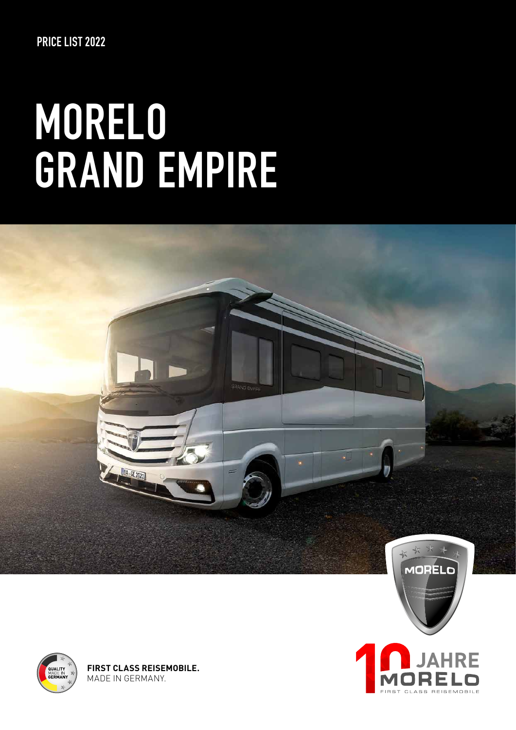PRICE LIST 2022

# MORELO GRAND EMPIRE

**FIRST CLASS REISEMOBILE.**
MADE IN GERMANY.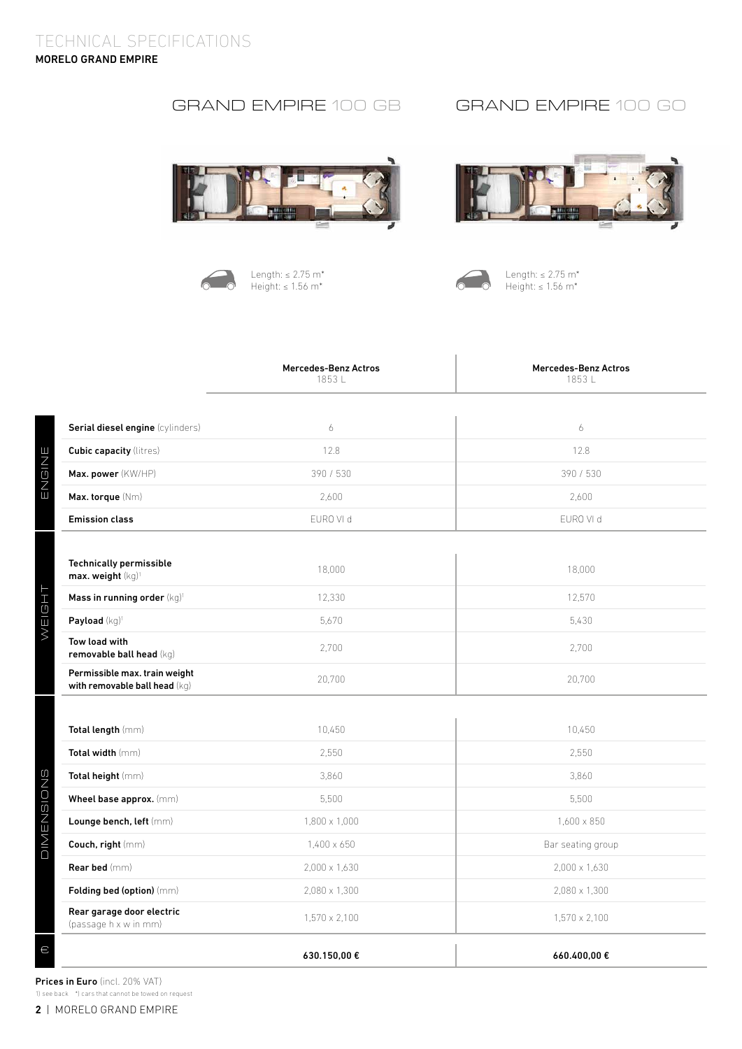# TECHNICAL SPECIFICATIONS

## MORELO GRAND EMPIRE

| | | GRAND EMPIRE 100 GB | GRAND EMPIRE 100 GO |
|---|---|---|---|
| | | Length: ≤ 2.75 m*<br>Height: ≤ 1.56 m* | Length: ≤ 2.75 m*<br>Height: ≤ 1.56 m* |
| | | **Mercedes-Benz Actros** 1853 L | **Mercedes-Benz Actros** 1853 L |
| ENGINE | **Serial diesel engine** (cylinders) | 6 | 6 |
| | **Cubic capacity** (litres) | 12.8 | 12.8 |
| | **Max. power** (KW/HP) | 390 / 530 | 390 / 530 |
| | **Max. torque** (Nm) | 2,600 | 2,600 |
| | **Emission class** | EURO VI d | EURO VI d |
| WEIGHT | **Technically permissible max. weight** (kg)[1] | 18,000 | 18,000 |
| | **Mass in running order** (kg)[1] | 12,330 | 12,570 |
| | **Payload** (kg)[1] | 5,670 | 5,430 |
| | **Tow load with removable ball head** (kg) | 2,700 | 2,700 |
| | **Permissible max. train weight with removable ball head** (kg) | 20,700 | 20,700 |
| DIMENSIONS | **Total length** (mm) | 10,450 | 10,450 |
| | **Total width** (mm) | 2,550 | 2,550 |
| | **Total height** (mm) | 3,860 | 3,860 |
| | **Wheel base approx.** (mm) | 5,500 | 5,500 |
| | **Lounge bench, left** (mm) | 1,800 x 1,000 | 1,600 x 850 |
| | **Couch, right** (mm) | 1,400 x 650 | Bar seating group |
| | **Rear bed** (mm) | 2,000 x 1,630 | 2,000 x 1,630 |
| | **Folding bed (option)** (mm) | 2,080 x 1,300 | 2,080 x 1,300 |
| | **Rear garage door electric** (passage h x w in mm) | 1,570 x 2,100 | 1,570 x 2,100 |
| € | | **630.150,00 €** | **660.400,00 €** |

**Prices in Euro** (incl. 20% VAT)

1) see back *) cars that cannot be towed on request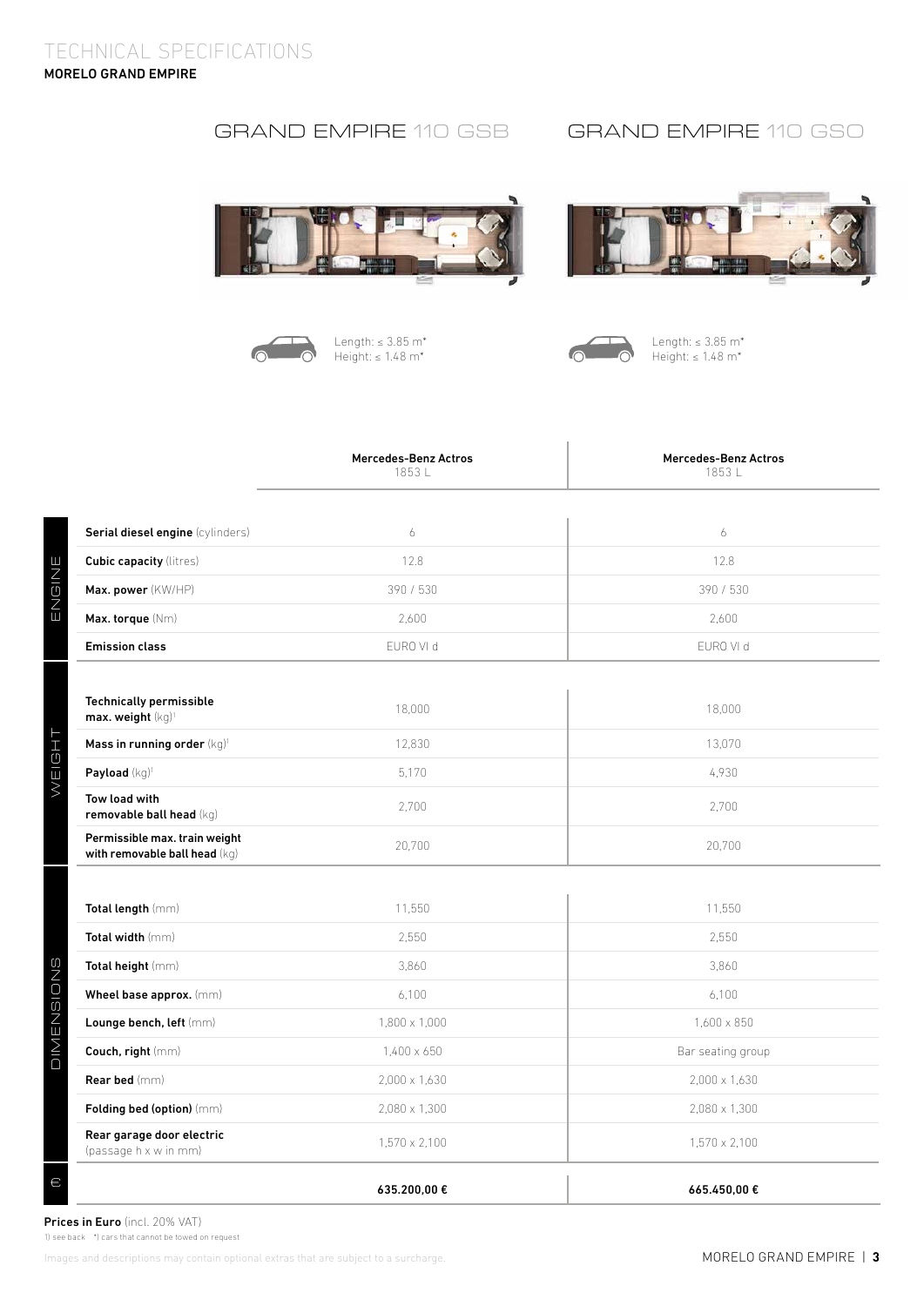# TECHNICAL SPECIFICATIONS

## MORELO GRAND EMPIRE

### GRAND EMPIRE 110 GSB

Length: ≤ 3.85 m*
Height: ≤ 1.48 m*

### GRAND EMPIRE 110 GSO

Length: ≤ 3.85 m*
Height: ≤ 1.48 m*

| | | **Mercedes-Benz Actros** 1853 L | **Mercedes-Benz Actros** 1853 L |
|---|---|---|---|
| ENGINE | **Serial diesel engine** (cylinders) | 6 | 6 |
| | **Cubic capacity** (litres) | 12.8 | 12.8 |
| | **Max. power** (KW/HP) | 390 / 530 | 390 / 530 |
| | **Max. torque** (Nm) | 2,600 | 2,600 |
| | **Emission class** | EURO VI d | EURO VI d |
| WEIGHT | **Technically permissible max. weight** (kg)[1] | 18,000 | 18,000 |
| | **Mass in running order** (kg)[1] | 12,830 | 13,070 |
| | **Payload** (kg)[1] | 5,170 | 4,930 |
| | **Tow load with removable ball head** (kg) | 2,700 | 2,700 |
| | **Permissible max. train weight with removable ball head** (kg) | 20,700 | 20,700 |
| DIMENSIONS | **Total length** (mm) | 11,550 | 11,550 |
| | **Total width** (mm) | 2,550 | 2,550 |
| | **Total height** (mm) | 3,860 | 3,860 |
| | **Wheel base approx.** (mm) | 6,100 | 6,100 |
| | **Lounge bench, left** (mm) | 1,800 x 1,000 | 1,600 x 850 |
| | **Couch, right** (mm) | 1,400 x 650 | Bar seating group |
| | **Rear bed** (mm) | 2,000 x 1,630 | 2,000 x 1,630 |
| | **Folding bed (option)** (mm) | 2,080 x 1,300 | 2,080 x 1,300 |
| | **Rear garage door electric** (passage h x w in mm) | 1,570 x 2,100 | 1,570 x 2,100 |
| € | | **635.200,00 €** | **665.450,00 €** |

**Prices in Euro** (incl. 20% VAT)

1) see back   *) cars that cannot be towed on request

Images and descriptions may contain optional extras that are subject to a surcharge.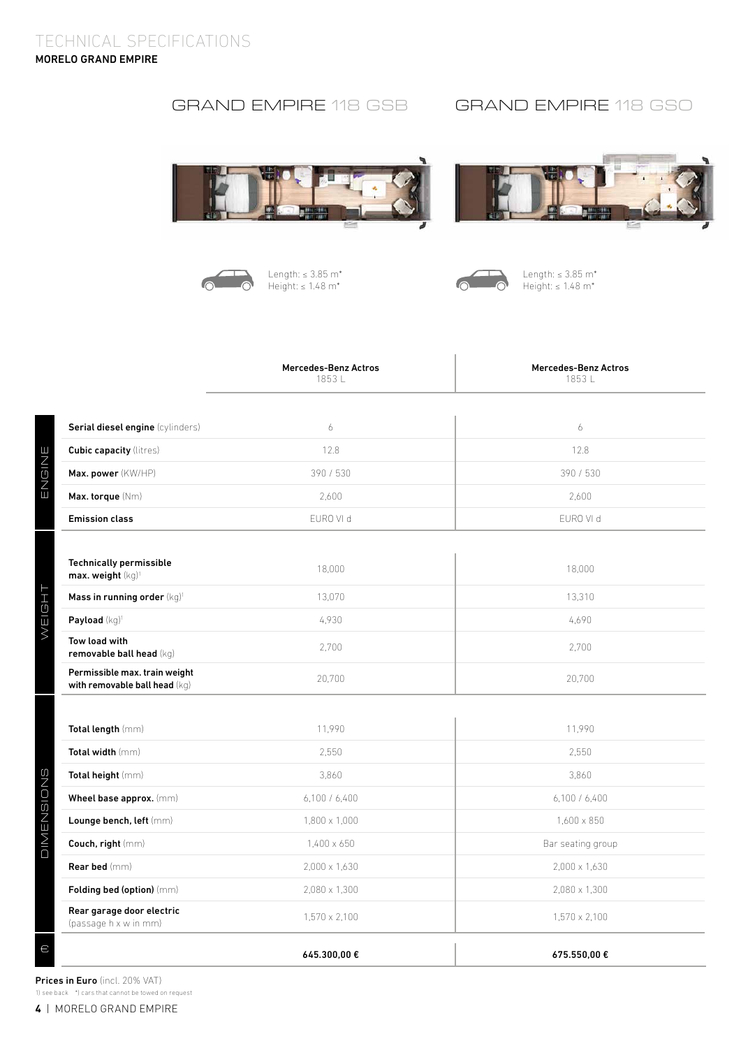# TECHNICAL SPECIFICATIONS

**MORELO GRAND EMPIRE**

## GRAND EMPIRE 118 GSB

Length: ≤ 3.85 m*
Height: ≤ 1.48 m*

## GRAND EMPIRE 118 GSO

Length: ≤ 3.85 m*
Height: ≤ 1.48 m*

| | | GRAND EMPIRE 118 GSB | GRAND EMPIRE 118 GSO |
|---|---|---|---|
| | | **Mercedes-Benz Actros** 1853 L | **Mercedes-Benz Actros** 1853 L |
| ENGINE | **Serial diesel engine** (cylinders) | 6 | 6 |
| | **Cubic capacity** (litres) | 12.8 | 12.8 |
| | **Max. power** (KW/HP) | 390 / 530 | 390 / 530 |
| | **Max. torque** (Nm) | 2,600 | 2,600 |
| | **Emission class** | EURO VI d | EURO VI d |
| WEIGHT | **Technically permissible max. weight** (kg)[1] | 18,000 | 18,000 |
| | **Mass in running order** (kg)[1] | 13,070 | 13,310 |
| | **Payload** (kg)[1] | 4,930 | 4,690 |
| | **Tow load with removable ball head** (kg) | 2,700 | 2,700 |
| | **Permissible max. train weight with removable ball head** (kg) | 20,700 | 20,700 |
| DIMENSIONS | **Total length** (mm) | 11,990 | 11,990 |
| | **Total width** (mm) | 2,550 | 2,550 |
| | **Total height** (mm) | 3,860 | 3,860 |
| | **Wheel base approx.** (mm) | 6,100 / 6,400 | 6,100 / 6,400 |
| | **Lounge bench, left** (mm) | 1,800 x 1,000 | 1,600 x 850 |
| | **Couch, right** (mm) | 1,400 x 650 | Bar seating group |
| | **Rear bed** (mm) | 2,000 x 1,630 | 2,000 x 1,630 |
| | **Folding bed (option)** (mm) | 2,080 x 1,300 | 2,080 x 1,300 |
| | **Rear garage door electric** (passage h x w in mm) | 1,570 x 2,100 | 1,570 x 2,100 |
| € | | **645.300,00 €** | **675.550,00 €** |

**Prices in Euro** (incl. 20% VAT)

1) see back *) cars that cannot be towed on request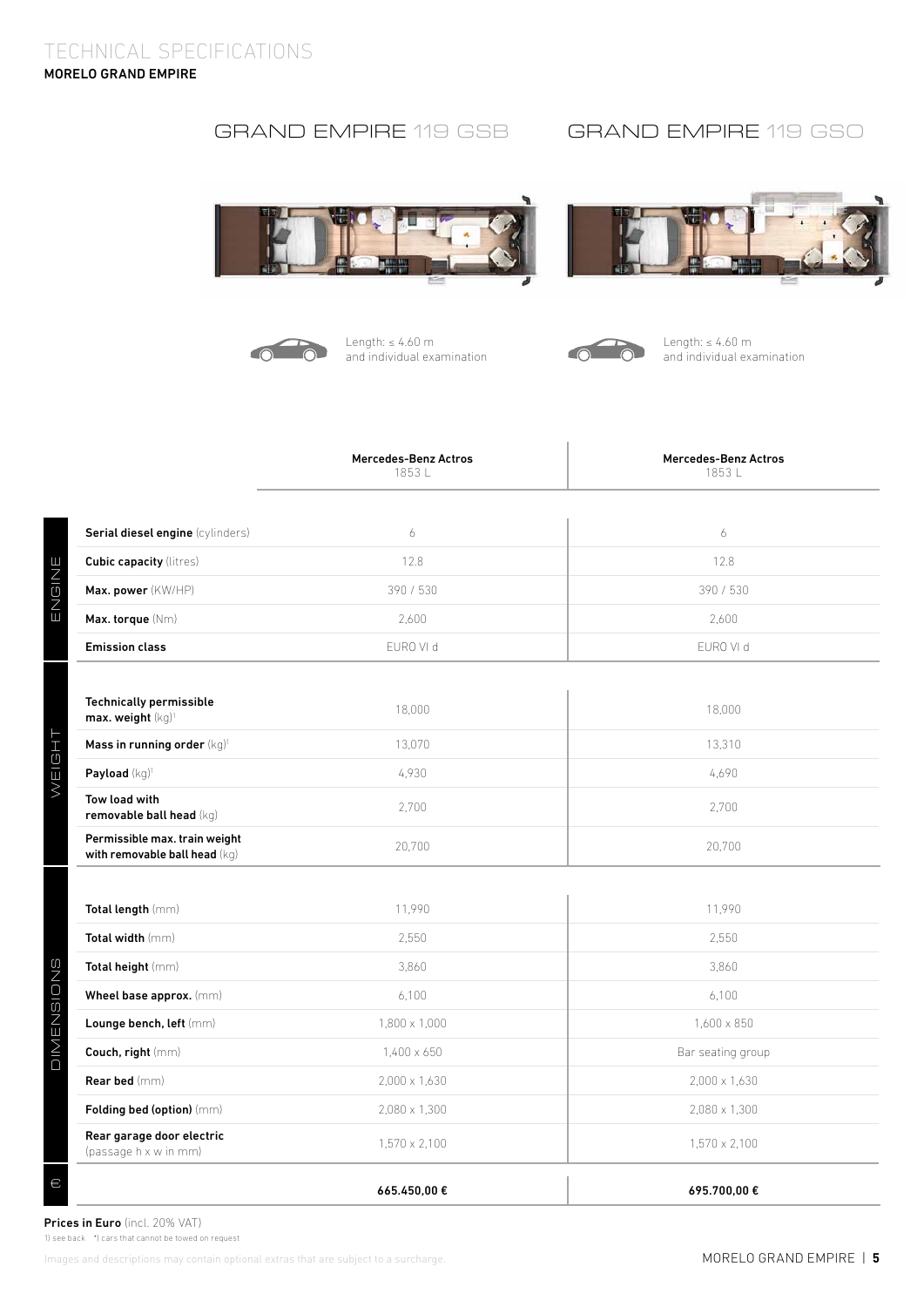# TECHNICAL SPECIFICATIONS

## MORELO GRAND EMPIRE

| | GRAND EMPIRE 119 GSB | GRAND EMPIRE 119 GSO |
|---|---|---|
| | Length: ≤ 4.60 m and individual examination | Length: ≤ 4.60 m and individual examination |
| | **Mercedes-Benz Actros** 1853 L | **Mercedes-Benz Actros** 1853 L |
| **ENGINE** | | |
| **Serial diesel engine** (cylinders) | 6 | 6 |
| **Cubic capacity** (litres) | 12.8 | 12.8 |
| **Max. power** (KW/HP) | 390 / 530 | 390 / 530 |
| **Max. torque** (Nm) | 2,600 | 2,600 |
| **Emission class** | EURO VI d | EURO VI d |
| **WEIGHT** | | |
| **Technically permissible max. weight** (kg)[1] | 18,000 | 18,000 |
| **Mass in running order** (kg)[1] | 13,070 | 13,310 |
| **Payload** (kg)[1] | 4,930 | 4,690 |
| **Tow load with removable ball head** (kg) | 2,700 | 2,700 |
| **Permissible max. train weight with removable ball head** (kg) | 20,700 | 20,700 |
| **DIMENSIONS** | | |
| **Total length** (mm) | 11,990 | 11,990 |
| **Total width** (mm) | 2,550 | 2,550 |
| **Total height** (mm) | 3,860 | 3,860 |
| **Wheel base approx.** (mm) | 6,100 | 6,100 |
| **Lounge bench, left** (mm) | 1,800 x 1,000 | 1,600 x 850 |
| **Couch, right** (mm) | 1,400 x 650 | Bar seating group |
| **Rear bed** (mm) | 2,000 x 1,630 | 2,000 x 1,630 |
| **Folding bed (option)** (mm) | 2,080 x 1,300 | 2,080 x 1,300 |
| **Rear garage door electric** (passage h x w in mm) | 1,570 x 2,100 | 1,570 x 2,100 |
| **€** | **665.450,00 €** | **695.700,00 €** |

**Prices in Euro** (incl. 20% VAT)

1) see back  *) cars that cannot be towed on request

Images and descriptions may contain optional extras that are subject to a surcharge.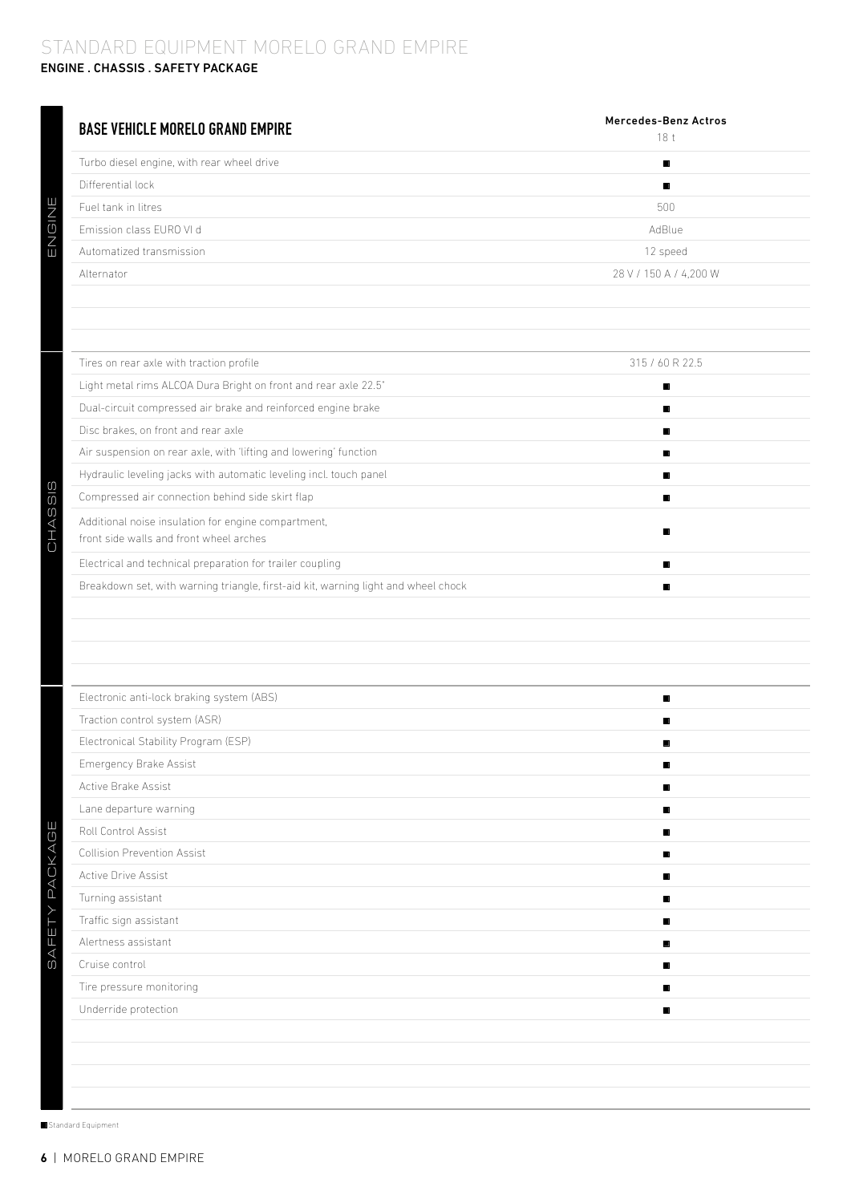# STANDARD EQUIPMENT MORELO GRAND EMPIRE

## ENGINE . CHASSIS . SAFETY PACKAGE

| BASE VEHICLE MORELO GRAND EMPIRE | Mercedes-Benz Actros 18 t |
|---|---|
| **ENGINE** | |
| Turbo diesel engine, with rear wheel drive | ■ |
| Differential lock | ■ |
| Fuel tank in litres | 500 |
| Emission class EURO VI d | AdBlue |
| Automatized transmission | 12 speed |
| Alternator | 28 V / 150 A / 4,200 W |
| **CHASSIS** | |
| Tires on rear axle with traction profile | 315 / 60 R 22.5 |
| Light metal rims ALCOA Dura Bright on front and rear axle 22.5" | ■ |
| Dual-circuit compressed air brake and reinforced engine brake | ■ |
| Disc brakes, on front and rear axle | ■ |
| Air suspension on rear axle, with 'lifting and lowering' function | ■ |
| Hydraulic leveling jacks with automatic leveling incl. touch panel | ■ |
| Compressed air connection behind side skirt flap | ■ |
| Additional noise insulation for engine compartment, front side walls and front wheel arches | ■ |
| Electrical and technical preparation for trailer coupling | ■ |
| Breakdown set, with warning triangle, first-aid kit, warning light and wheel chock | ■ |
| **SAFETY PACKAGE** | |
| Electronic anti-lock braking system (ABS) | ■ |
| Traction control system (ASR) | ■ |
| Electronical Stability Program (ESP) | ■ |
| Emergency Brake Assist | ■ |
| Active Brake Assist | ■ |
| Lane departure warning | ■ |
| Roll Control Assist | ■ |
| Collision Prevention Assist | ■ |
| Active Drive Assist | ■ |
| Turning assistant | ■ |
| Traffic sign assistant | ■ |
| Alertness assistant | ■ |
| Cruise control | ■ |
| Tire pressure monitoring | ■ |
| Underride protection | ■ |

■ Standard Equipment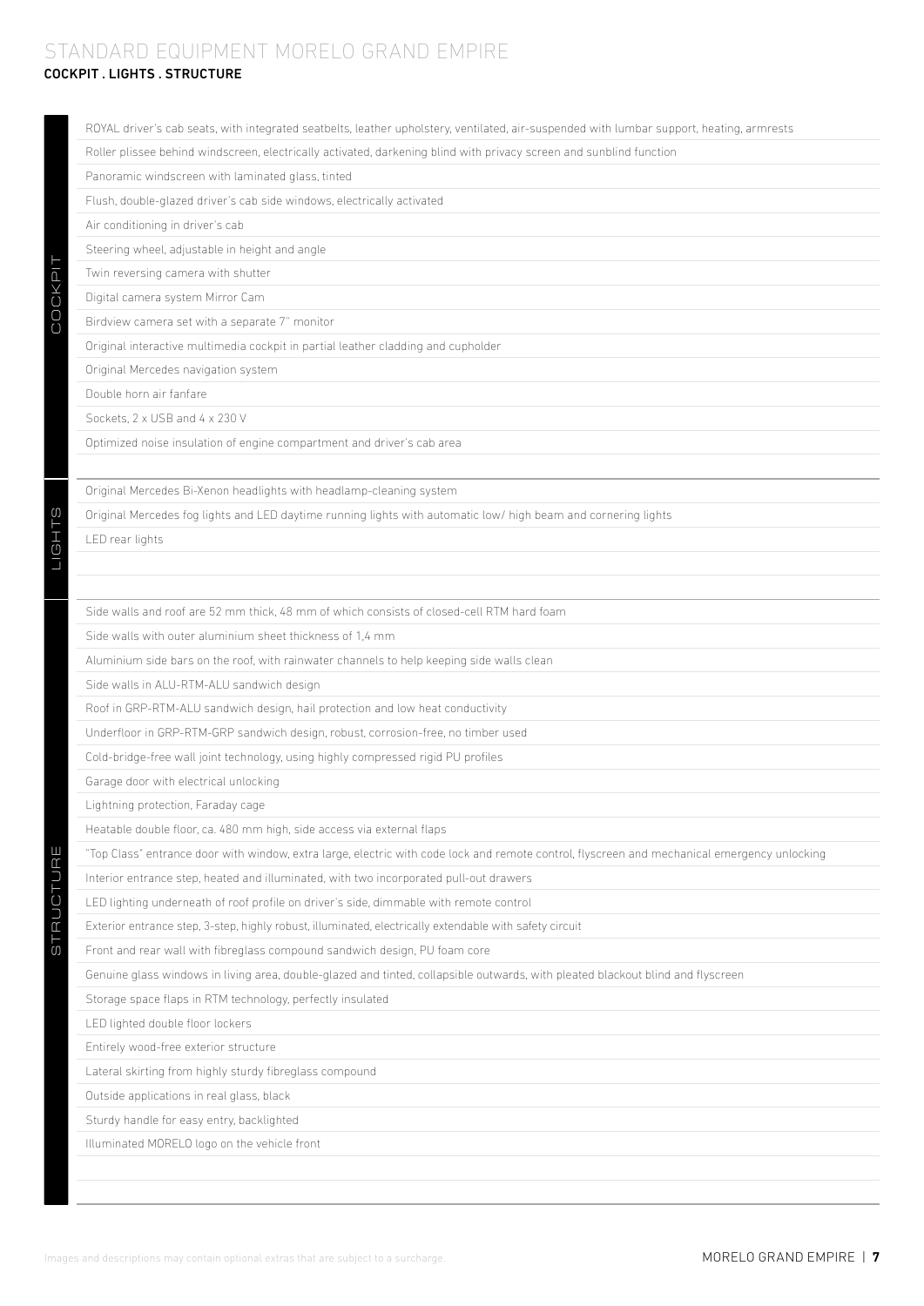# STANDARD EQUIPMENT MORELO GRAND EMPIRE

**COCKPIT . LIGHTS . STRUCTURE**

## COCKPIT

- ROYAL driver's cab seats, with integrated seatbelts, leather upholstery, ventilated, air-suspended with lumbar support, heating, armrests
- Roller plissee behind windscreen, electrically activated, darkening blind with privacy screen and sunblind function
- Panoramic windscreen with laminated glass, tinted
- Flush, double-glazed driver's cab side windows, electrically activated
- Air conditioning in driver's cab
- Steering wheel, adjustable in height and angle
- Twin reversing camera with shutter
- Digital camera system Mirror Cam
- Birdview camera set with a separate 7" monitor
- Original interactive multimedia cockpit in partial leather cladding and cupholder
- Original Mercedes navigation system
- Double horn air fanfare
- Sockets, 2 x USB and 4 x 230 V
- Optimized noise insulation of engine compartment and driver's cab area

## LIGHTS

- Original Mercedes Bi-Xenon headlights with headlamp-cleaning system
- Original Mercedes fog lights and LED daytime running lights with automatic low/ high beam and cornering lights
- LED rear lights

## STRUCTURE

- Side walls and roof are 52 mm thick, 48 mm of which consists of closed-cell RTM hard foam
- Side walls with outer aluminium sheet thickness of 1,4 mm
- Aluminium side bars on the roof, with rainwater channels to help keeping side walls clean
- Side walls in ALU-RTM-ALU sandwich design
- Roof in GRP-RTM-ALU sandwich design, hail protection and low heat conductivity
- Underfloor in GRP-RTM-GRP sandwich design, robust, corrosion-free, no timber used
- Cold-bridge-free wall joint technology, using highly compressed rigid PU profiles
- Garage door with electrical unlocking
- Lightning protection, Faraday cage
- Heatable double floor, ca. 480 mm high, side access via external flaps
- "Top Class" entrance door with window, extra large, electric with code lock and remote control, flyscreen and mechanical emergency unlocking
- Interior entrance step, heated and illuminated, with two incorporated pull-out drawers
- LED lighting underneath of roof profile on driver's side, dimmable with remote control
- Exterior entrance step, 3-step, highly robust, illuminated, electrically extendable with safety circuit
- Front and rear wall with fibreglass compound sandwich design, PU foam core
- Genuine glass windows in living area, double-glazed and tinted, collapsible outwards, with pleated blackout blind and flyscreen
- Storage space flaps in RTM technology, perfectly insulated
- LED lighted double floor lockers
- Entirely wood-free exterior structure
- Lateral skirting from highly sturdy fibreglass compound
- Outside applications in real glass, black
- Sturdy handle for easy entry, backlighted
- Illuminated MORELO logo on the vehicle front

Images and descriptions may contain optional extras that are subject to a surcharge.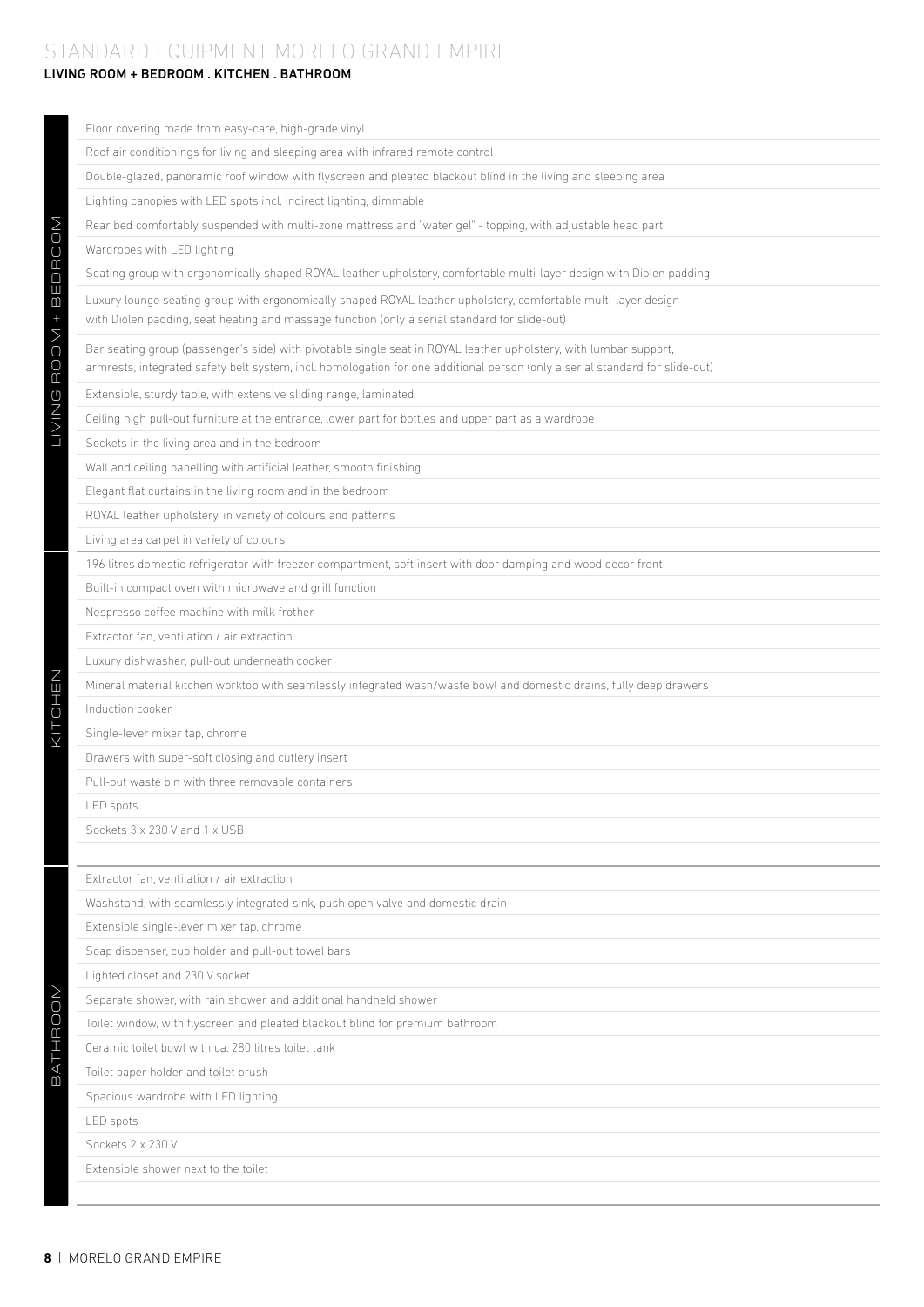# STANDARD EQUIPMENT MORELO GRAND EMPIRE

**LIVING ROOM + BEDROOM . KITCHEN . BATHROOM**

## LIVING ROOM + BEDROOM

- Floor covering made from easy-care, high-grade vinyl
- Roof air conditionings for living and sleeping area with infrared remote control
- Double-glazed, panoramic roof window with flyscreen and pleated blackout blind in the living and sleeping area
- Lighting canopies with LED spots incl. indirect lighting, dimmable
- Rear bed comfortably suspended with multi-zone mattress and "water gel" - topping, with adjustable head part
- Wardrobes with LED lighting
- Seating group with ergonomically shaped ROYAL leather upholstery, comfortable multi-layer design with Diolen padding
- Luxury lounge seating group with ergonomically shaped ROYAL leather upholstery, comfortable multi-layer design with Diolen padding, seat heating and massage function (only a serial standard for slide-out)
- Bar seating group (passenger's side) with pivotable single seat in ROYAL leather upholstery, with lumbar support, armrests, integrated safety belt system, incl. homologation for one additional person (only a serial standard for slide-out)
- Extensible, sturdy table, with extensive sliding range, laminated
- Ceiling high pull-out furniture at the entrance, lower part for bottles and upper part as a wardrobe
- Sockets in the living area and in the bedroom
- Wall and ceiling panelling with artificial leather, smooth finishing
- Elegant flat curtains in the living room and in the bedroom
- ROYAL leather upholstery, in variety of colours and patterns
- Living area carpet in variety of colours

## KITCHEN

- 196 litres domestic refrigerator with freezer compartment, soft insert with door damping and wood decor front
- Built-in compact oven with microwave and grill function
- Nespresso coffee machine with milk frother
- Extractor fan, ventilation / air extraction
- Luxury dishwasher, pull-out underneath cooker
- Mineral material kitchen worktop with seamlessly integrated wash/waste bowl and domestic drains, fully deep drawers
- Induction cooker
- Single-lever mixer tap, chrome
- Drawers with super-soft closing and cutlery insert
- Pull-out waste bin with three removable containers
- LED spots
- Sockets 3 x 230 V and 1 x USB

## BATHROOM

- Extractor fan, ventilation / air extraction
- Washstand, with seamlessly integrated sink, push open valve and domestic drain
- Extensible single-lever mixer tap, chrome
- Soap dispenser, cup holder and pull-out towel bars
- Lighted closet and 230 V socket
- Separate shower, with rain shower and additional handheld shower
- Toilet window, with flyscreen and pleated blackout blind for premium bathroom
- Ceramic toilet bowl with ca. 280 litres toilet tank
- Toilet paper holder and toilet brush
- Spacious wardrobe with LED lighting
- LED spots
- Sockets 2 x 230 V
- Extensible shower next to the toilet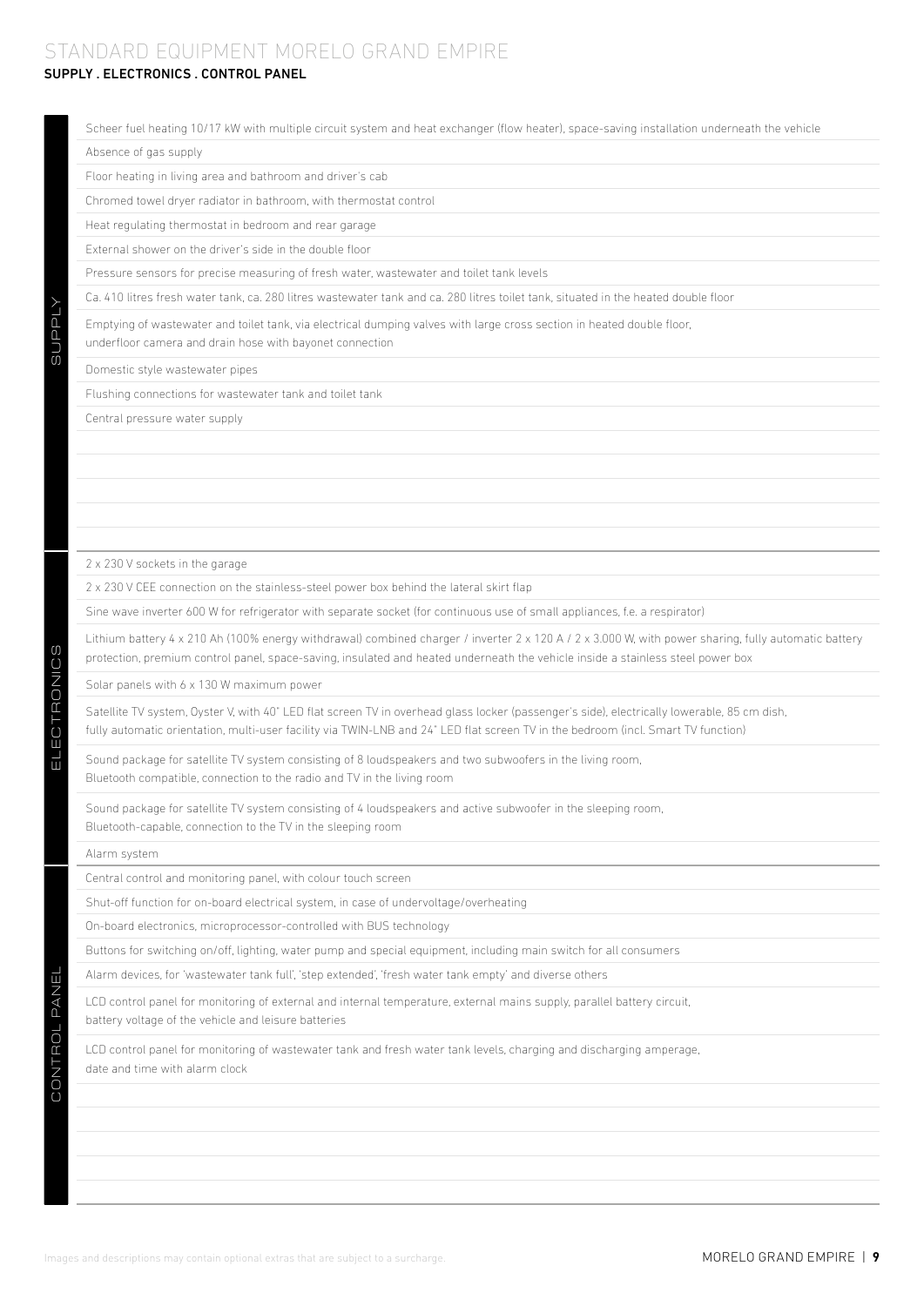# STANDARD EQUIPMENT MORELO GRAND EMPIRE

## SUPPLY . ELECTRONICS . CONTROL PANEL

### SUPPLY

- Scheer fuel heating 10/17 kW with multiple circuit system and heat exchanger (flow heater), space-saving installation underneath the vehicle
- Absence of gas supply
- Floor heating in living area and bathroom and driver's cab
- Chromed towel dryer radiator in bathroom, with thermostat control
- Heat regulating thermostat in bedroom and rear garage
- External shower on the driver's side in the double floor
- Pressure sensors for precise measuring of fresh water, wastewater and toilet tank levels
- Ca. 410 litres fresh water tank, ca. 280 litres wastewater tank and ca. 280 litres toilet tank, situated in the heated double floor
- Emptying of wastewater and toilet tank, via electrical dumping valves with large cross section in heated double floor, underfloor camera and drain hose with bayonet connection
- Domestic style wastewater pipes
- Flushing connections for wastewater tank and toilet tank
- Central pressure water supply

### ELECTRONICS

- 2 x 230 V sockets in the garage
- 2 x 230 V CEE connection on the stainless-steel power box behind the lateral skirt flap
- Sine wave inverter 600 W for refrigerator with separate socket (for continuous use of small appliances, f.e. a respirator)
- Lithium battery 4 x 210 Ah (100% energy withdrawal) combined charger / inverter 2 x 120 A / 2 x 3.000 W, with power sharing, fully automatic battery protection, premium control panel, space-saving, insulated and heated underneath the vehicle inside a stainless steel power box
- Solar panels with 6 x 130 W maximum power
- Satellite TV system, Oyster V, with 40" LED flat screen TV in overhead glass locker (passenger's side), electrically lowerable, 85 cm dish, fully automatic orientation, multi-user facility via TWIN-LNB and 24" LED flat screen TV in the bedroom (incl. Smart TV function)
- Sound package for satellite TV system consisting of 8 loudspeakers and two subwoofers in the living room, Bluetooth compatible, connection to the radio and TV in the living room
- Sound package for satellite TV system consisting of 4 loudspeakers and active subwoofer in the sleeping room, Bluetooth-capable, connection to the TV in the sleeping room
- Alarm system

### CONTROL PANEL

- Central control and monitoring panel, with colour touch screen
- Shut-off function for on-board electrical system, in case of undervoltage/overheating
- On-board electronics, microprocessor-controlled with BUS technology
- Buttons for switching on/off, lighting, water pump and special equipment, including main switch for all consumers
- Alarm devices, for 'wastewater tank full', 'step extended', 'fresh water tank empty' and diverse others
- LCD control panel for monitoring of external and internal temperature, external mains supply, parallel battery circuit, battery voltage of the vehicle and leisure batteries
- LCD control panel for monitoring of wastewater tank and fresh water tank levels, charging and discharging amperage, date and time with alarm clock

Images and descriptions may contain optional extras that are subject to a surcharge.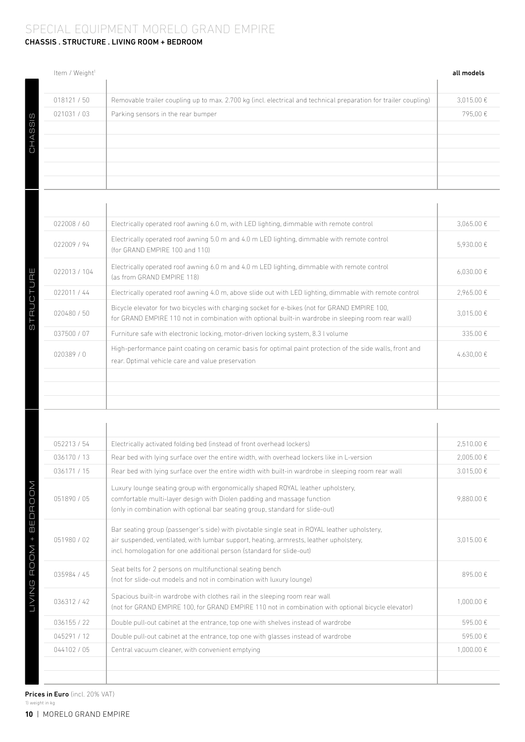# SPECIAL EQUIPMENT MORELO GRAND EMPIRE

## CHASSIS . STRUCTURE . LIVING ROOM + BEDROOM

### CHASSIS

| Item / Weight[1] | | all models |
|---|---|---|
| 018121 / 50 | Removable trailer coupling up to max. 2.700 kg (incl. electrical and technical preparation for trailer coupling) | 3,015.00 € |
| 021031 / 03 | Parking sensors in the rear bumper | 795,00 € |

### STRUCTURE

| Item / Weight[1] | | all models |
|---|---|---|
| 022008 / 60 | Electrically operated roof awning 6.0 m, with LED lighting, dimmable with remote control | 3,065.00 € |
| 022009 / 94 | Electrically operated roof awning 5.0 m and 4.0 m LED lighting, dimmable with remote control (for GRAND EMPIRE 100 and 110) | 5,930.00 € |
| 022013 / 104 | Electrically operated roof awning 6.0 m and 4.0 m LED lighting, dimmable with remote control (as from GRAND EMPIRE 118) | 6,030.00 € |
| 022011 / 44 | Electrically operated roof awning 4.0 m, above slide out with LED lighting, dimmable with remote control | 2,965.00 € |
| 020480 / 50 | Bicycle elevator for two bicycles with charging socket for e-bikes (not for GRAND EMPIRE 100, for GRAND EMPIRE 110 not in combination with optional built-in wardrobe in sleeping room rear wall) | 3,015.00 € |
| 037500 / 07 | Furniture safe with electronic locking, motor-driven locking system, 8.3 l volume | 335.00 € |
| 020389 / 0 | High-performance paint coating on ceramic basis for optimal paint protection of the side walls, front and rear. Optimal vehicle care and value preservation | 4.630,00 € |

### LIVING ROOM + BEDROOM

| Item / Weight[1] | | all models |
|---|---|---|
| 052213 / 54 | Electrically activated folding bed (instead of front overhead lockers) | 2,510.00 € |
| 036170 / 13 | Rear bed with lying surface over the entire width, with overhead lockers like in L-version | 2,005.00 € |
| 036171 / 15 | Rear bed with lying surface over the entire width with built-in wardrobe in sleeping room rear wall | 3.015,00 € |
| 051890 / 05 | Luxury lounge seating group with ergonomically shaped ROYAL leather upholstery, comfortable multi-layer design with Diolen padding and massage function (only in combination with optional bar seating group, standard for slide-out) | 9,880.00 € |
| 051980 / 02 | Bar seating group (passenger's side) with pivotable single seat in ROYAL leather upholstery, air suspended, ventilated, with lumbar support, heating, armrests, leather upholstery, incl. homologation for one additional person (standard for slide-out) | 3,015.00 € |
| 035984 / 45 | Seat belts for 2 persons on multifunctional seating bench (not for slide-out models and not in combination with luxury lounge) | 895.00 € |
| 036312 / 42 | Spacious built-in wardrobe with clothes rail in the sleeping room rear wall (not for GRAND EMPIRE 100, for GRAND EMPIRE 110 not in combination with optional bicycle elevator) | 1,000.00 € |
| 036155 / 22 | Double pull-out cabinet at the entrance, top one with shelves instead of wardrobe | 595.00 € |
| 045291 / 12 | Double pull-out cabinet at the entrance, top one with glasses instead of wardrobe | 595.00 € |
| 044102 / 05 | Central vacuum cleaner, with convenient emptying | 1,000.00 € |

**Prices in Euro** (incl. 20% VAT)

1) weight in kg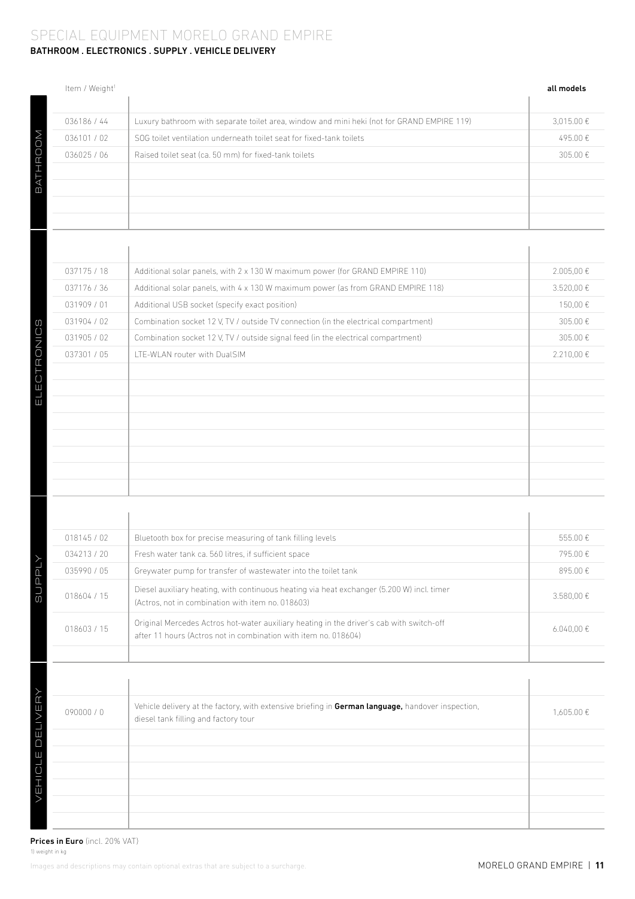# SPECIAL EQUIPMENT MORELO GRAND EMPIRE

## BATHROOM . ELECTRONICS . SUPPLY . VEHICLE DELIVERY

| | Item / Weight[1] | | all models |
|---|---|---|---|
| BATHROOM | 036186 / 44 | Luxury bathroom with separate toilet area, window and mini heki (not for GRAND EMPIRE 119) | 3,015.00 € |
| | 036101 / 02 | SOG toilet ventilation underneath toilet seat for fixed-tank toilets | 495.00 € |
| | 036025 / 06 | Raised toilet seat (ca. 50 mm) for fixed-tank toilets | 305.00 € |
| ELECTRONICS | 037175 / 18 | Additional solar panels, with 2 x 130 W maximum power (for GRAND EMPIRE 110) | 2.005,00 € |
| | 037176 / 36 | Additional solar panels, with 4 x 130 W maximum power (as from GRAND EMPIRE 118) | 3.520,00 € |
| | 031909 / 01 | Additional USB socket (specify exact position) | 150,00 € |
| | 031904 / 02 | Combination socket 12 V, TV / outside TV connection (in the electrical compartment) | 305.00 € |
| | 031905 / 02 | Combination socket 12 V, TV / outside signal feed (in the electrical compartment) | 305.00 € |
| | 037301 / 05 | LTE-WLAN router with DualSIM | 2.210,00 € |
| SUPPLY | 018145 / 02 | Bluetooth box for precise measuring of tank filling levels | 555.00 € |
| | 034213 / 20 | Fresh water tank ca. 560 litres, if sufficient space | 795.00 € |
| | 035990 / 05 | Greywater pump for transfer of wastewater into the toilet tank | 895.00 € |
| | 018604 / 15 | Diesel auxiliary heating, with continuous heating via heat exchanger (5.200 W) incl. timer (Actros, not in combination with item no. 018603) | 3.580,00 € |
| | 018603 / 15 | Original Mercedes Actros hot-water auxiliary heating in the driver's cab with switch-off after 11 hours (Actros not in combination with item no. 018604) | 6.040,00 € |
| VEHICLE DELIVERY | 090000 / 0 | Vehicle delivery at the factory, with extensive briefing in **German language,** handover inspection, diesel tank filling and factory tour | 1,605.00 € |

**Prices in Euro** (incl. 20% VAT)

1) weight in kg

Images and descriptions may contain optional extras that are subject to a surcharge.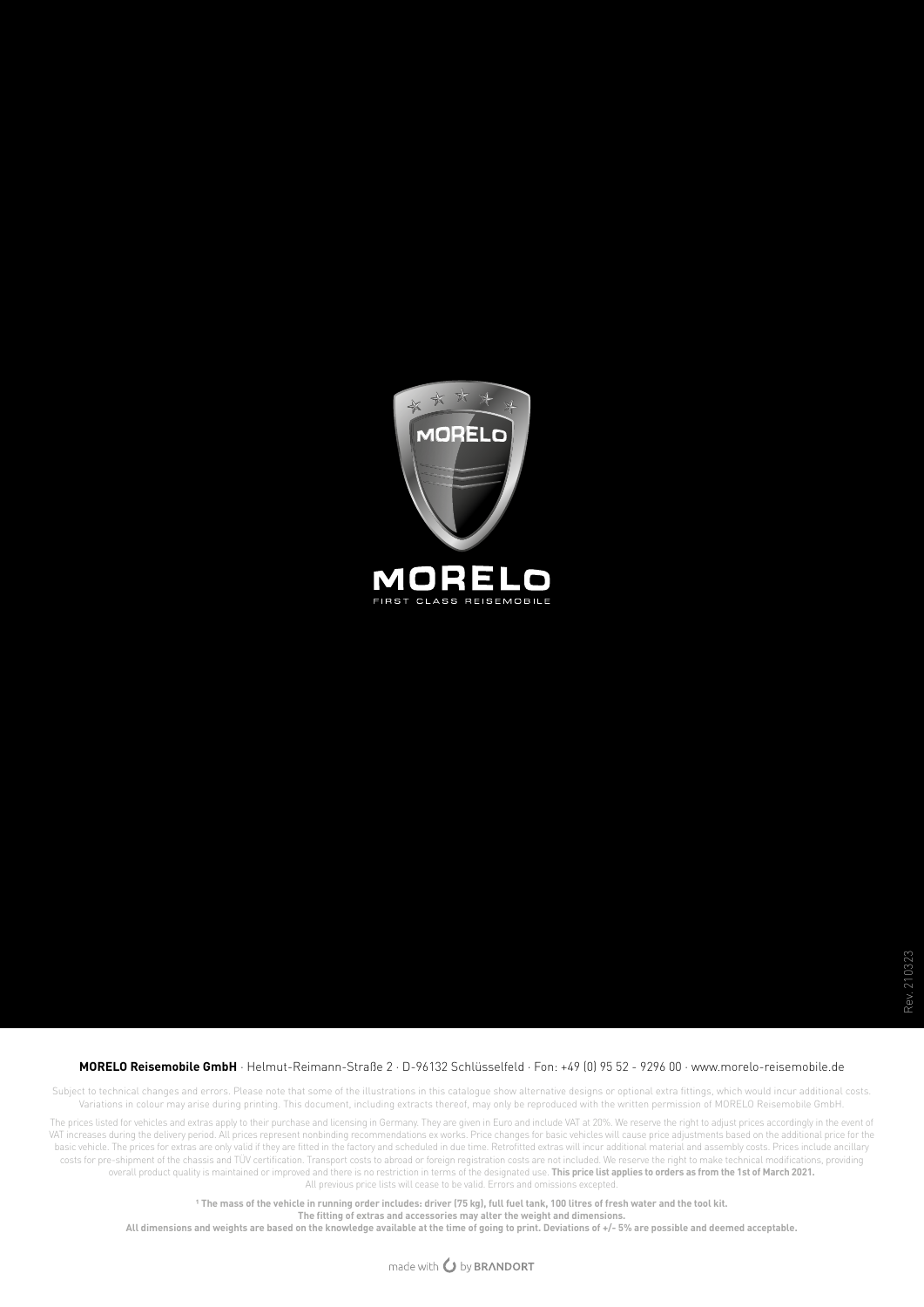MORELO

FIRST CLASS REISEMOBILE

Rev. 210323

**MORELO Reisemobile GmbH** · Helmut-Reimann-Straße 2 · D-96132 Schlüsselfeld · Fon: +49 (0) 95 52 - 9296 00 · www.morelo-reisemobile.de

Subject to technical changes and errors. Please note that some of the illustrations in this catalogue show alternative designs or optional extra fittings, which would incur additional costs. Variations in colour may arise during printing. This document, including extracts thereof, may only be reproduced with the written permission of MORELO Reisemobile GmbH.

The prices listed for vehicles and extras apply to their purchase and licensing in Germany. They are given in Euro and include VAT at 20%. We reserve the right to adjust prices accordingly in the event of VAT increases during the delivery period. All prices represent nonbinding recommendations ex works. Price changes for basic vehicles will cause price adjustments based on the additional price for the basic vehicle. The prices for extras are only valid if they are fitted in the factory and scheduled in due time. Retrofitted extras will incur additional material and assembly costs. Prices include ancillary costs for pre-shipment of the chassis and TÜV certification. Transport costs to abroad or foreign registration costs are not included. We reserve the right to make technical modifications, providing overall product quality is maintained or improved and there is no restriction in terms of the designated use. **This price list applies to orders as from the 1st of March 2021.** All previous price lists will cease to be valid. Errors and omissions excepted.

**[1] The mass of the vehicle in running order includes: driver (75 kg), full fuel tank, 100 litres of fresh water and the tool kit.**
**The fitting of extras and accessories may alter the weight and dimensions.**
**All dimensions and weights are based on the knowledge available at the time of going to print. Deviations of +/- 5% are possible and deemed acceptable.**

made with by BRANDORT